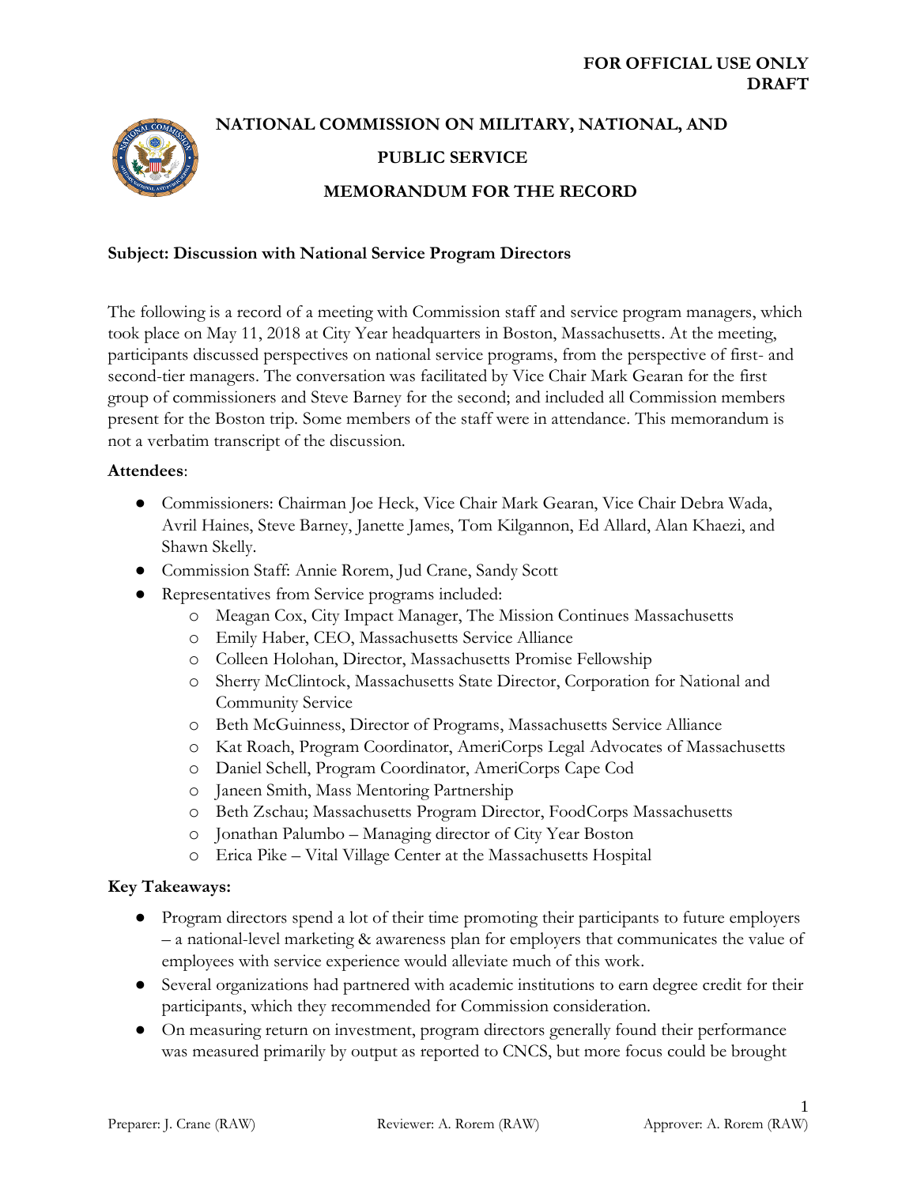**FOR OFFICIAL USE ONLY**
**DRAFT**

# NATIONAL COMMISSION ON MILITARY, NATIONAL, AND PUBLIC SERVICE

## MEMORANDUM FOR THE RECORD

**Subject: Discussion with National Service Program Directors**

The following is a record of a meeting with Commission staff and service program managers, which took place on May 11, 2018 at City Year headquarters in Boston, Massachusetts. At the meeting, participants discussed perspectives on national service programs, from the perspective of first- and second-tier managers. The conversation was facilitated by Vice Chair Mark Gearan for the first group of commissioners and Steve Barney for the second; and included all Commission members present for the Boston trip. Some members of the staff were in attendance. This memorandum is not a verbatim transcript of the discussion.

**Attendees**:

- Commissioners: Chairman Joe Heck, Vice Chair Mark Gearan, Vice Chair Debra Wada, Avril Haines, Steve Barney, Janette James, Tom Kilgannon, Ed Allard, Alan Khaezi, and Shawn Skelly.
- Commission Staff: Annie Rorem, Jud Crane, Sandy Scott
- Representatives from Service programs included:
  - Meagan Cox, City Impact Manager, The Mission Continues Massachusetts
  - Emily Haber, CEO, Massachusetts Service Alliance
  - Colleen Holohan, Director, Massachusetts Promise Fellowship
  - Sherry McClintock, Massachusetts State Director, Corporation for National and Community Service
  - Beth McGuinness, Director of Programs, Massachusetts Service Alliance
  - Kat Roach, Program Coordinator, AmeriCorps Legal Advocates of Massachusetts
  - Daniel Schell, Program Coordinator, AmeriCorps Cape Cod
  - Janeen Smith, Mass Mentoring Partnership
  - Beth Zschau; Massachusetts Program Director, FoodCorps Massachusetts
  - Jonathan Palumbo – Managing director of City Year Boston
  - Erica Pike – Vital Village Center at the Massachusetts Hospital

**Key Takeaways:**

- Program directors spend a lot of their time promoting their participants to future employers – a national-level marketing & awareness plan for employers that communicates the value of employees with service experience would alleviate much of this work.
- Several organizations had partnered with academic institutions to earn degree credit for their participants, which they recommended for Commission consideration.
- On measuring return on investment, program directors generally found their performance was measured primarily by output as reported to CNCS, but more focus could be brought

Preparer: J. Crane (RAW) Reviewer: A. Rorem (RAW) Approver: A. Rorem (RAW)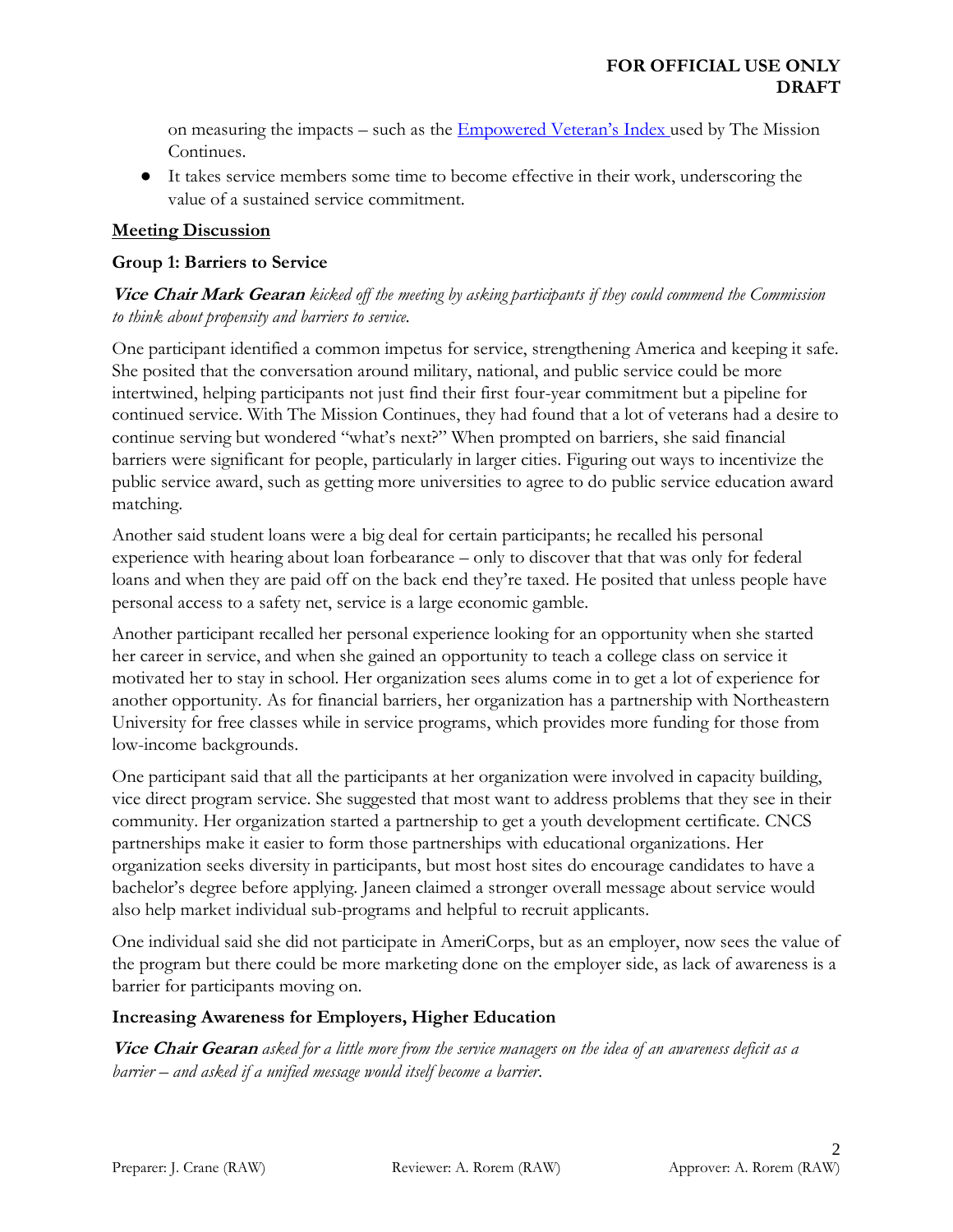on measuring the impacts – such as the [Empowered Veteran's Index](#) used by The Mission Continues.

- It takes service members some time to become effective in their work, underscoring the value of a sustained service commitment.

## Meeting Discussion

### Group 1: Barriers to Service

***Vice Chair Mark Gearan*** *kicked off the meeting by asking participants if they could commend the Commission to think about propensity and barriers to service.*

One participant identified a common impetus for service, strengthening America and keeping it safe. She posited that the conversation around military, national, and public service could be more intertwined, helping participants not just find their first four-year commitment but a pipeline for continued service. With The Mission Continues, they had found that a lot of veterans had a desire to continue serving but wondered "what's next?" When prompted on barriers, she said financial barriers were significant for people, particularly in larger cities. Figuring out ways to incentivize the public service award, such as getting more universities to agree to do public service education award matching.

Another said student loans were a big deal for certain participants; he recalled his personal experience with hearing about loan forbearance – only to discover that that was only for federal loans and when they are paid off on the back end they're taxed. He posited that unless people have personal access to a safety net, service is a large economic gamble.

Another participant recalled her personal experience looking for an opportunity when she started her career in service, and when she gained an opportunity to teach a college class on service it motivated her to stay in school. Her organization sees alums come in to get a lot of experience for another opportunity. As for financial barriers, her organization has a partnership with Northeastern University for free classes while in service programs, which provides more funding for those from low-income backgrounds.

One participant said that all the participants at her organization were involved in capacity building, vice direct program service. She suggested that most want to address problems that they see in their community. Her organization started a partnership to get a youth development certificate. CNCS partnerships make it easier to form those partnerships with educational organizations. Her organization seeks diversity in participants, but most host sites do encourage candidates to have a bachelor's degree before applying. Janeen claimed a stronger overall message about service would also help market individual sub-programs and helpful to recruit applicants.

One individual said she did not participate in AmeriCorps, but as an employer, now sees the value of the program but there could be more marketing done on the employer side, as lack of awareness is a barrier for participants moving on.

### Increasing Awareness for Employers, Higher Education

***Vice Chair Gearan*** *asked for a little more from the service managers on the idea of an awareness deficit as a barrier – and asked if a unified message would itself become a barrier.*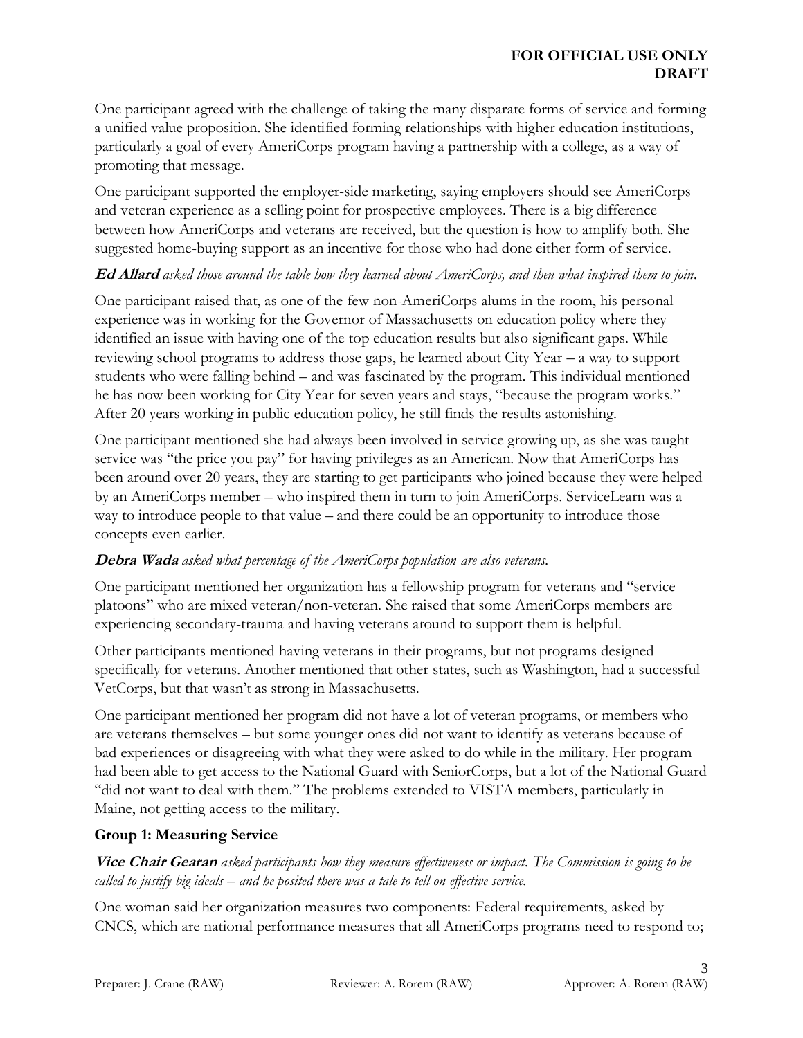One participant agreed with the challenge of taking the many disparate forms of service and forming a unified value proposition. She identified forming relationships with higher education institutions, particularly a goal of every AmeriCorps program having a partnership with a college, as a way of promoting that message.

One participant supported the employer-side marketing, saying employers should see AmeriCorps and veteran experience as a selling point for prospective employees. There is a big difference between how AmeriCorps and veterans are received, but the question is how to amplify both. She suggested home-buying support as an incentive for those who had done either form of service.

***Ed Allard*** *asked those around the table how they learned about AmeriCorps, and then what inspired them to join.*

One participant raised that, as one of the few non-AmeriCorps alums in the room, his personal experience was in working for the Governor of Massachusetts on education policy where they identified an issue with having one of the top education results but also significant gaps. While reviewing school programs to address those gaps, he learned about City Year – a way to support students who were falling behind – and was fascinated by the program. This individual mentioned he has now been working for City Year for seven years and stays, "because the program works." After 20 years working in public education policy, he still finds the results astonishing.

One participant mentioned she had always been involved in service growing up, as she was taught service was "the price you pay" for having privileges as an American. Now that AmeriCorps has been around over 20 years, they are starting to get participants who joined because they were helped by an AmeriCorps member – who inspired them in turn to join AmeriCorps. ServiceLearn was a way to introduce people to that value – and there could be an opportunity to introduce those concepts even earlier.

***Debra Wada*** *asked what percentage of the AmeriCorps population are also veterans.*

One participant mentioned her organization has a fellowship program for veterans and "service platoons" who are mixed veteran/non-veteran. She raised that some AmeriCorps members are experiencing secondary-trauma and having veterans around to support them is helpful.

Other participants mentioned having veterans in their programs, but not programs designed specifically for veterans. Another mentioned that other states, such as Washington, had a successful VetCorps, but that wasn't as strong in Massachusetts.

One participant mentioned her program did not have a lot of veteran programs, or members who are veterans themselves – but some younger ones did not want to identify as veterans because of bad experiences or disagreeing with what they were asked to do while in the military. Her program had been able to get access to the National Guard with SeniorCorps, but a lot of the National Guard "did not want to deal with them." The problems extended to VISTA members, particularly in Maine, not getting access to the military.

**Group 1: Measuring Service**

***Vice Chair Gearan*** *asked participants how they measure effectiveness or impact. The Commission is going to be called to justify big ideals – and he posited there was a tale to tell on effective service.*

One woman said her organization measures two components: Federal requirements, asked by CNCS, which are national performance measures that all AmeriCorps programs need to respond to;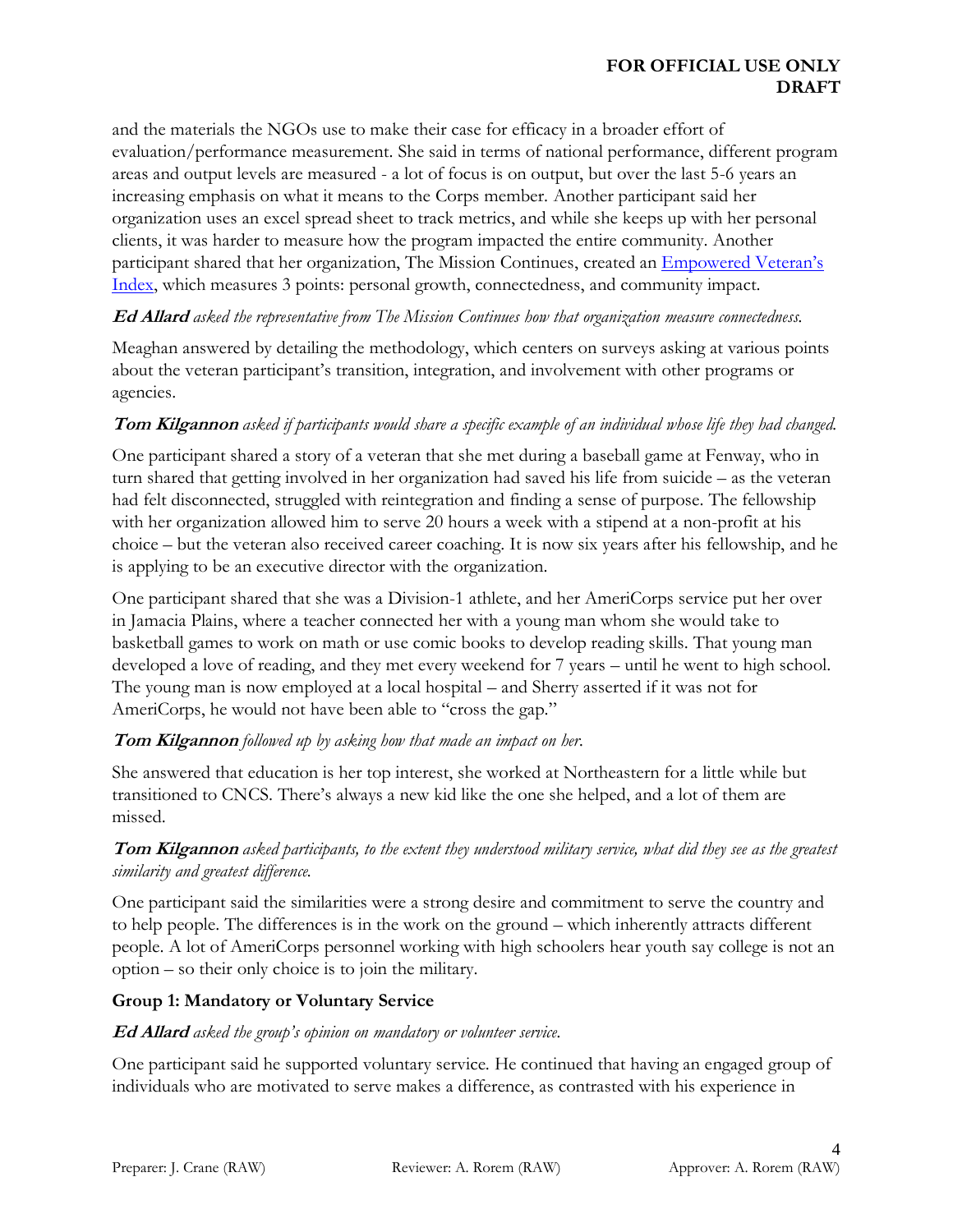and the materials the NGOs use to make their case for efficacy in a broader effort of evaluation/performance measurement. She said in terms of national performance, different program areas and output levels are measured - a lot of focus is on output, but over the last 5-6 years an increasing emphasis on what it means to the Corps member. Another participant said her organization uses an excel spread sheet to track metrics, and while she keeps up with her personal clients, it was harder to measure how the program impacted the entire community. Another participant shared that her organization, The Mission Continues, created an [Empowered Veteran's Index](), which measures 3 points: personal growth, connectedness, and community impact.

***Ed Allard*** *asked the representative from The Mission Continues how that organization measure connectedness.*

Meaghan answered by detailing the methodology, which centers on surveys asking at various points about the veteran participant's transition, integration, and involvement with other programs or agencies.

***Tom Kilgannon*** *asked if participants would share a specific example of an individual whose life they had changed.*

One participant shared a story of a veteran that she met during a baseball game at Fenway, who in turn shared that getting involved in her organization had saved his life from suicide – as the veteran had felt disconnected, struggled with reintegration and finding a sense of purpose. The fellowship with her organization allowed him to serve 20 hours a week with a stipend at a non-profit at his choice – but the veteran also received career coaching. It is now six years after his fellowship, and he is applying to be an executive director with the organization.

One participant shared that she was a Division-1 athlete, and her AmeriCorps service put her over in Jamacia Plains, where a teacher connected her with a young man whom she would take to basketball games to work on math or use comic books to develop reading skills. That young man developed a love of reading, and they met every weekend for 7 years – until he went to high school. The young man is now employed at a local hospital – and Sherry asserted if it was not for AmeriCorps, he would not have been able to "cross the gap."

***Tom Kilgannon*** *followed up by asking how that made an impact on her.*

She answered that education is her top interest, she worked at Northeastern for a little while but transitioned to CNCS. There's always a new kid like the one she helped, and a lot of them are missed.

***Tom Kilgannon*** *asked participants, to the extent they understood military service, what did they see as the greatest similarity and greatest difference.*

One participant said the similarities were a strong desire and commitment to serve the country and to help people. The differences is in the work on the ground – which inherently attracts different people. A lot of AmeriCorps personnel working with high schoolers hear youth say college is not an option – so their only choice is to join the military.

**Group 1: Mandatory or Voluntary Service**

***Ed Allard*** *asked the group's opinion on mandatory or volunteer service.*

One participant said he supported voluntary service. He continued that having an engaged group of individuals who are motivated to serve makes a difference, as contrasted with his experience in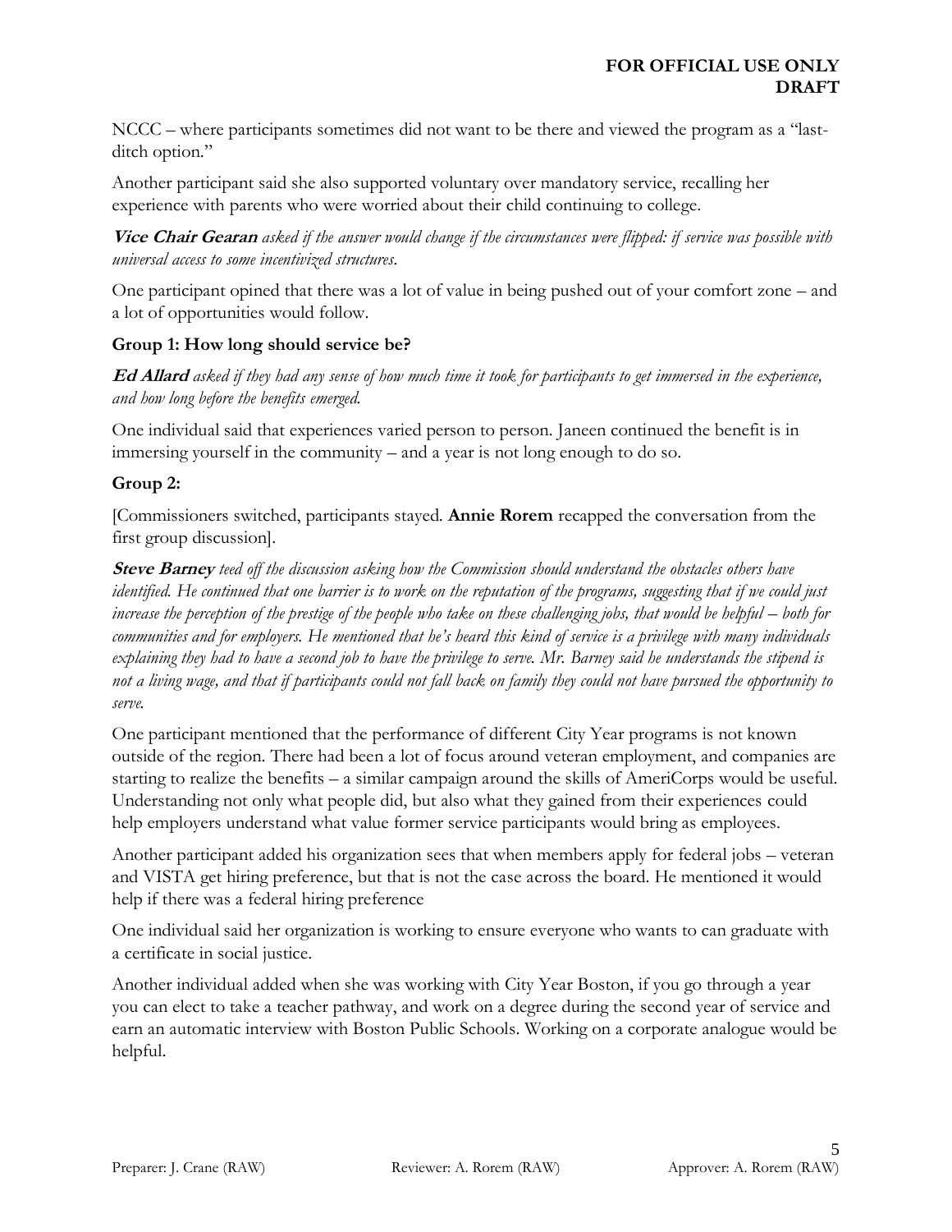NCCC – where participants sometimes did not want to be there and viewed the program as a "last-ditch option."

Another participant said she also supported voluntary over mandatory service, recalling her experience with parents who were worried about their child continuing to college.

***Vice Chair Gearan*** *asked if the answer would change if the circumstances were flipped: if service was possible with universal access to some incentivized structures.*

One participant opined that there was a lot of value in being pushed out of your comfort zone – and a lot of opportunities would follow.

**Group 1: How long should service be?**

***Ed Allard*** *asked if they had any sense of how much time it took for participants to get immersed in the experience, and how long before the benefits emerged.*

One individual said that experiences varied person to person. Janeen continued the benefit is in immersing yourself in the community – and a year is not long enough to do so.

**Group 2:**

[Commissioners switched, participants stayed. **Annie Rorem** recapped the conversation from the first group discussion].

***Steve Barney*** *teed off the discussion asking how the Commission should understand the obstacles others have identified. He continued that one barrier is to work on the reputation of the programs, suggesting that if we could just increase the perception of the prestige of the people who take on these challenging jobs, that would be helpful – both for communities and for employers. He mentioned that he's heard this kind of service is a privilege with many individuals explaining they had to have a second job to have the privilege to serve. Mr. Barney said he understands the stipend is not a living wage, and that if participants could not fall back on family they could not have pursued the opportunity to serve.*

One participant mentioned that the performance of different City Year programs is not known outside of the region. There had been a lot of focus around veteran employment, and companies are starting to realize the benefits – a similar campaign around the skills of AmeriCorps would be useful. Understanding not only what people did, but also what they gained from their experiences could help employers understand what value former service participants would bring as employees.

Another participant added his organization sees that when members apply for federal jobs – veteran and VISTA get hiring preference, but that is not the case across the board. He mentioned it would help if there was a federal hiring preference

One individual said her organization is working to ensure everyone who wants to can graduate with a certificate in social justice.

Another individual added when she was working with City Year Boston, if you go through a year you can elect to take a teacher pathway, and work on a degree during the second year of service and earn an automatic interview with Boston Public Schools. Working on a corporate analogue would be helpful.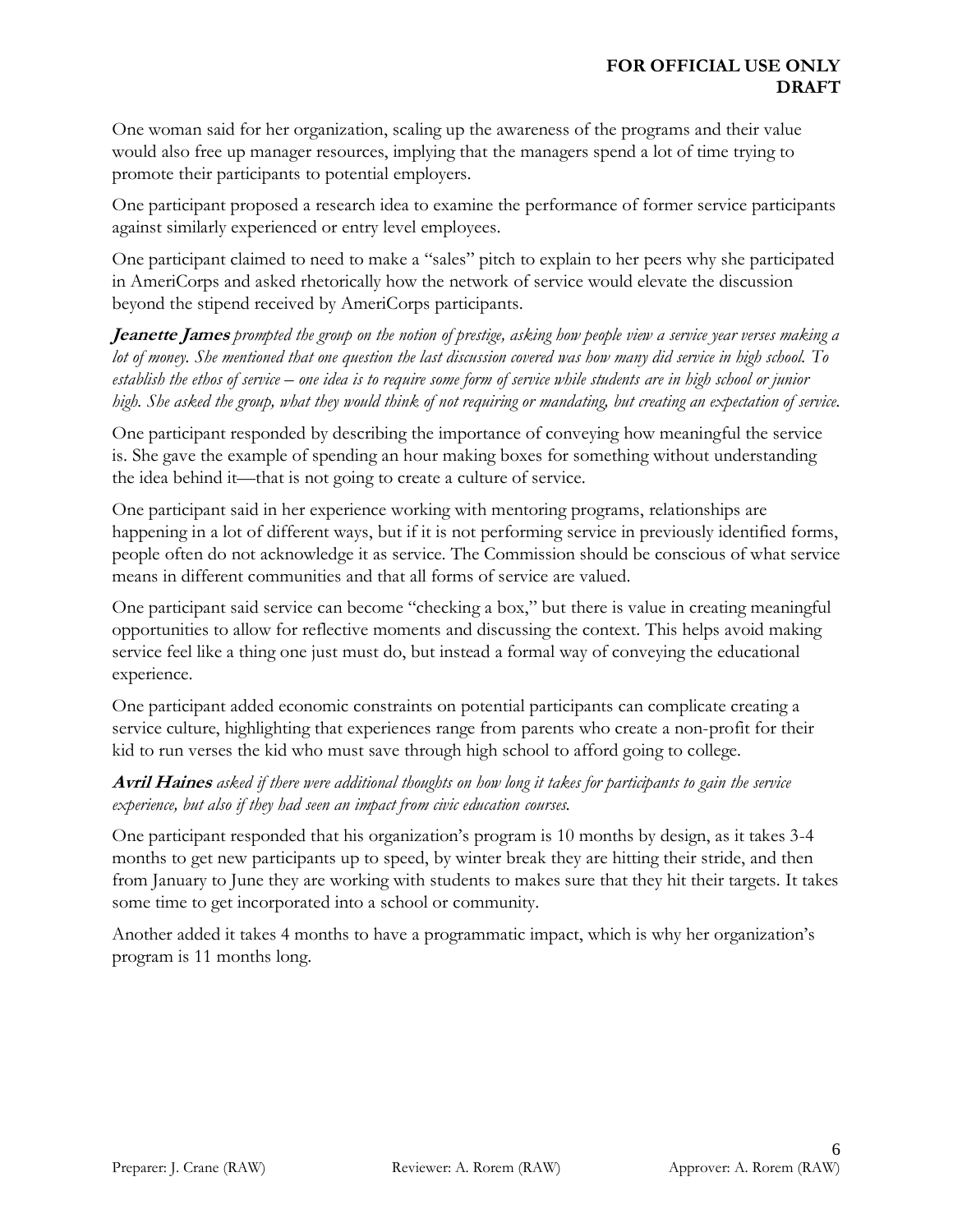One woman said for her organization, scaling up the awareness of the programs and their value would also free up manager resources, implying that the managers spend a lot of time trying to promote their participants to potential employers.

One participant proposed a research idea to examine the performance of former service participants against similarly experienced or entry level employees.

One participant claimed to need to make a "sales" pitch to explain to her peers why she participated in AmeriCorps and asked rhetorically how the network of service would elevate the discussion beyond the stipend received by AmeriCorps participants.

***Jeanette James** prompted the group on the notion of prestige, asking how people view a service year verses making a lot of money. She mentioned that one question the last discussion covered was how many did service in high school. To establish the ethos of service – one idea is to require some form of service while students are in high school or junior high. She asked the group, what they would think of not requiring or mandating, but creating an expectation of service.*

One participant responded by describing the importance of conveying how meaningful the service is. She gave the example of spending an hour making boxes for something without understanding the idea behind it—that is not going to create a culture of service.

One participant said in her experience working with mentoring programs, relationships are happening in a lot of different ways, but if it is not performing service in previously identified forms, people often do not acknowledge it as service. The Commission should be conscious of what service means in different communities and that all forms of service are valued.

One participant said service can become "checking a box," but there is value in creating meaningful opportunities to allow for reflective moments and discussing the context. This helps avoid making service feel like a thing one just must do, but instead a formal way of conveying the educational experience.

One participant added economic constraints on potential participants can complicate creating a service culture, highlighting that experiences range from parents who create a non-profit for their kid to run verses the kid who must save through high school to afford going to college.

***Avril Haines** asked if there were additional thoughts on how long it takes for participants to gain the service experience, but also if they had seen an impact from civic education courses.*

One participant responded that his organization's program is 10 months by design, as it takes 3-4 months to get new participants up to speed, by winter break they are hitting their stride, and then from January to June they are working with students to makes sure that they hit their targets. It takes some time to get incorporated into a school or community.

Another added it takes 4 months to have a programmatic impact, which is why her organization's program is 11 months long.